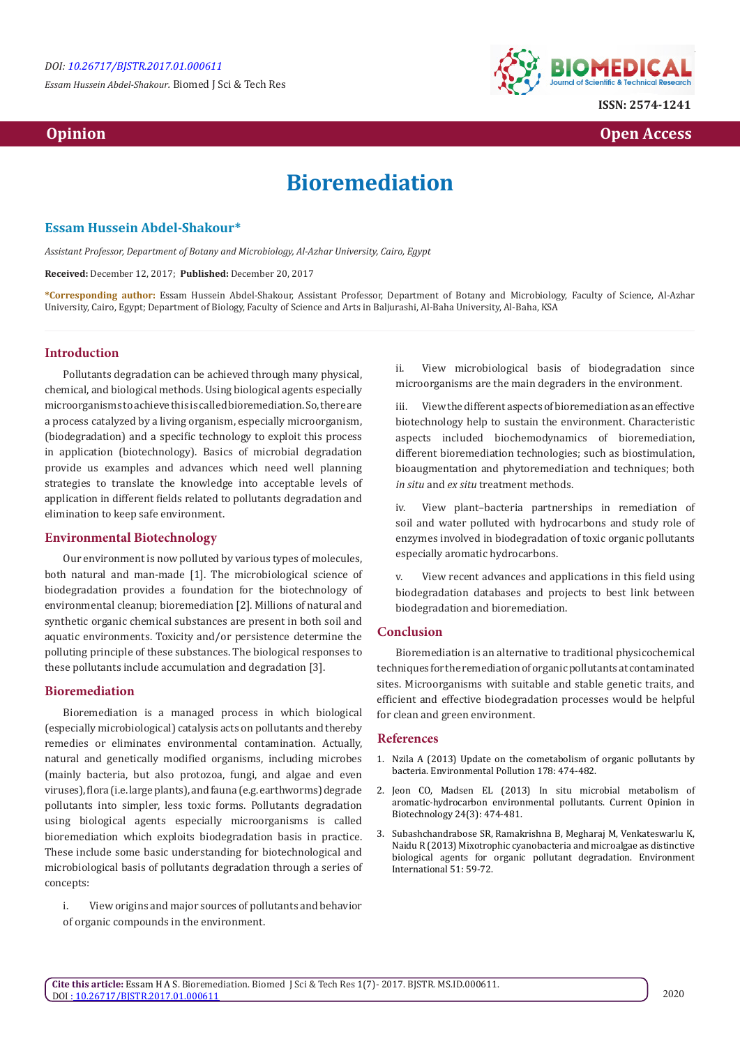Opinion | Open Access

# Bioremediation

## Essam Hussein Abdel-Shakour*

*Assistant Professor, Department of Botany and Microbiology, Al-Azhar University, Cairo, Egypt*

**Received:** December 12, 2017; **Published:** December 20, 2017

***Corresponding author:** Essam Hussein Abdel-Shakour, Assistant Professor, Department of Botany and Microbiology, Faculty of Science, Al-Azhar University, Cairo, Egypt; Department of Biology, Faculty of Science and Arts in Baljurashi, Al-Baha University, Al-Baha, KSA

## Introduction

Pollutants degradation can be achieved through many physical, chemical, and biological methods. Using biological agents especially microorganisms to achieve this is called bioremediation. So, there are a process catalyzed by a living organism, especially microorganism, (biodegradation) and a specific technology to exploit this process in application (biotechnology). Basics of microbial degradation provide us examples and advances which need well planning strategies to translate the knowledge into acceptable levels of application in different fields related to pollutants degradation and elimination to keep safe environment.

## Environmental Biotechnology

Our environment is now polluted by various types of molecules, both natural and man-made [1]. The microbiological science of biodegradation provides a foundation for the biotechnology of environmental cleanup; bioremediation [2]. Millions of natural and synthetic organic chemical substances are present in both soil and aquatic environments. Toxicity and/or persistence determine the polluting principle of these substances. The biological responses to these pollutants include accumulation and degradation [3].

## Bioremediation

Bioremediation is a managed process in which biological (especially microbiological) catalysis acts on pollutants and thereby remedies or eliminates environmental contamination. Actually, natural and genetically modified organisms, including microbes (mainly bacteria, but also protozoa, fungi, and algae and even viruses), flora (i.e. large plants), and fauna (e.g. earthworms) degrade pollutants into simpler, less toxic forms. Pollutants degradation using biological agents especially microorganisms is called bioremediation which exploits biodegradation basis in practice. These include some basic understanding for biotechnological and microbiological basis of pollutants degradation through a series of concepts:

i. View origins and major sources of pollutants and behavior of organic compounds in the environment.

ii. View microbiological basis of biodegradation since microorganisms are the main degraders in the environment.

iii. View the different aspects of bioremediation as an effective biotechnology help to sustain the environment. Characteristic aspects included biochemodynamics of bioremediation, different bioremediation technologies; such as biostimulation, bioaugmentation and phytoremediation and techniques; both *in situ* and *ex situ* treatment methods.

iv. View plant–bacteria partnerships in remediation of soil and water polluted with hydrocarbons and study role of enzymes involved in biodegradation of toxic organic pollutants especially aromatic hydrocarbons.

v. View recent advances and applications in this field using biodegradation databases and projects to best link between biodegradation and bioremediation.

## Conclusion

Bioremediation is an alternative to traditional physicochemical techniques for the remediation of organic pollutants at contaminated sites. Microorganisms with suitable and stable genetic traits, and efficient and effective biodegradation processes would be helpful for clean and green environment.

## References

1. Nzila A (2013) Update on the cometabolism of organic pollutants by bacteria. Environmental Pollution 178: 474-482.
2. Jeon CO, Madsen EL (2013) In situ microbial metabolism of aromatic-hydrocarbon environmental pollutants. Current Opinion in Biotechnology 24(3): 474-481.
3. Subashchandrabose SR, Ramakrishna B, Megharaj M, Venkateswarlu K, Naidu R (2013) Mixotrophic cyanobacteria and microalgae as distinctive biological agents for organic pollutant degradation. Environment International 51: 59-72.

**Cite this article:** Essam H A S. Bioremediation. Biomed J Sci & Tech Res 1(7)- 2017. BJSTR. MS.ID.000611. DOI : 10.26717/BJSTR.2017.01.000611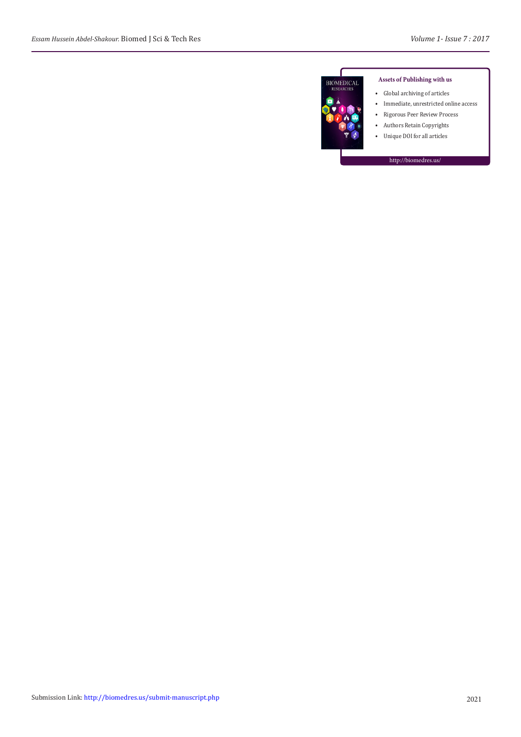**Assets of Publishing with us**

- Global archiving of articles
- Immediate, unrestricted online access
- Rigorous Peer Review Process
- Authors Retain Copyrights
- Unique DOI for all articles

http://biomedres.us/

Submission Link: http://biomedres.us/submit-manuscript.php